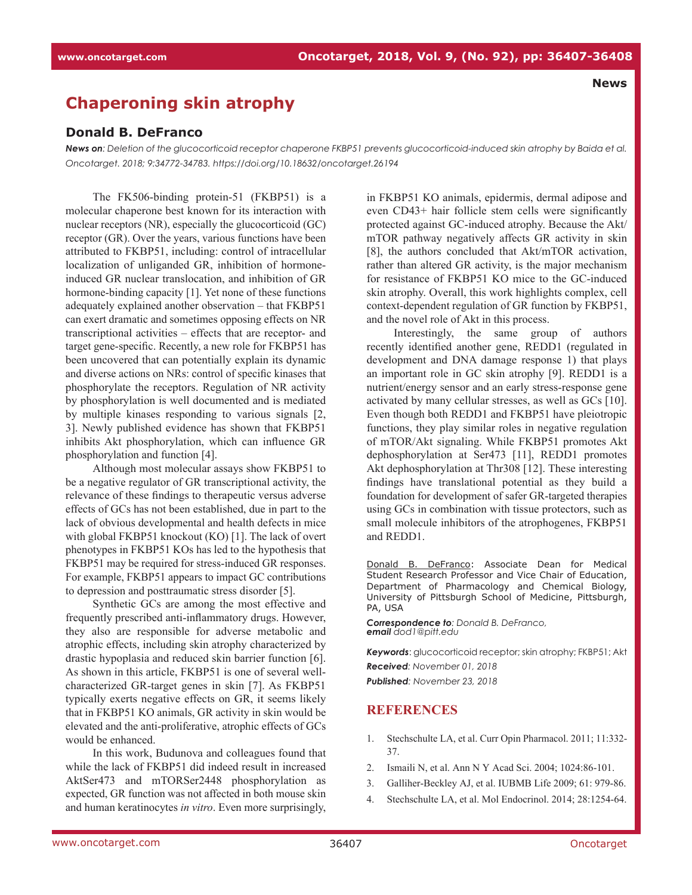**News**

# Chaperoning skin atrophy

## Donald B. DeFranco

***News on**: Deletion of the glucocorticoid receptor chaperone FKBP51 prevents glucocorticoid-induced skin atrophy by Baida et al. Oncotarget. 2018; 9:34772-34783. https://doi.org/10.18632/oncotarget.26194*

The FK506-binding protein-51 (FKBP51) is a molecular chaperone best known for its interaction with nuclear receptors (NR), especially the glucocorticoid (GC) receptor (GR). Over the years, various functions have been attributed to FKBP51, including: control of intracellular localization of unliganded GR, inhibition of hormone-induced GR nuclear translocation, and inhibition of GR hormone-binding capacity [1]. Yet none of these functions adequately explained another observation – that FKBP51 can exert dramatic and sometimes opposing effects on NR transcriptional activities – effects that are receptor- and target gene-specific. Recently, a new role for FKBP51 has been uncovered that can potentially explain its dynamic and diverse actions on NRs: control of specific kinases that phosphorylate the receptors. Regulation of NR activity by phosphorylation is well documented and is mediated by multiple kinases responding to various signals [2, 3]. Newly published evidence has shown that FKBP51 inhibits Akt phosphorylation, which can influence GR phosphorylation and function [4].

Although most molecular assays show FKBP51 to be a negative regulator of GR transcriptional activity, the relevance of these findings to therapeutic versus adverse effects of GCs has not been established, due in part to the lack of obvious developmental and health defects in mice with global FKBP51 knockout (KO) [1]. The lack of overt phenotypes in FKBP51 KOs has led to the hypothesis that FKBP51 may be required for stress-induced GR responses. For example, FKBP51 appears to impact GC contributions to depression and posttraumatic stress disorder [5].

Synthetic GCs are among the most effective and frequently prescribed anti-inflammatory drugs. However, they also are responsible for adverse metabolic and atrophic effects, including skin atrophy characterized by drastic hypoplasia and reduced skin barrier function [6]. As shown in this article, FKBP51 is one of several well-characterized GR-target genes in skin [7]. As FKBP51 typically exerts negative effects on GR, it seems likely that in FKBP51 KO animals, GR activity in skin would be elevated and the anti-proliferative, atrophic effects of GCs would be enhanced.

In this work, Budunova and colleagues found that while the lack of FKBP51 did indeed result in increased AktSer473 and mTORSer2448 phosphorylation as expected, GR function was not affected in both mouse skin and human keratinocytes *in vitro*. Even more surprisingly, in FKBP51 KO animals, epidermis, dermal adipose and even CD43+ hair follicle stem cells were significantly protected against GC-induced atrophy. Because the Akt/mTOR pathway negatively affects GR activity in skin [8], the authors concluded that Akt/mTOR activation, rather than altered GR activity, is the major mechanism for resistance of FKBP51 KO mice to the GC-induced skin atrophy. Overall, this work highlights complex, cell context-dependent regulation of GR function by FKBP51, and the novel role of Akt in this process.

Interestingly, the same group of authors recently identified another gene, REDD1 (regulated in development and DNA damage response 1) that plays an important role in GC skin atrophy [9]. REDD1 is a nutrient/energy sensor and an early stress-response gene activated by many cellular stresses, as well as GCs [10]. Even though both REDD1 and FKBP51 have pleiotropic functions, they play similar roles in negative regulation of mTOR/Akt signaling. While FKBP51 promotes Akt dephosphorylation at Ser473 [11], REDD1 promotes Akt dephosphorylation at Thr308 [12]. These interesting findings have translational potential as they build a foundation for development of safer GR-targeted therapies using GCs in combination with tissue protectors, such as small molecule inhibitors of the atrophogenes, FKBP51 and REDD1.

Donald B. DeFranco: Associate Dean for Medical Student Research Professor and Vice Chair of Education, Department of Pharmacology and Chemical Biology, University of Pittsburgh School of Medicine, Pittsburgh, PA, USA

***Correspondence to**: Donald B. DeFranco, **email** dod1@pitt.edu*

***Keywords**: glucocorticoid receptor; skin atrophy; FKBP51; Akt*

***Received**: November 01, 2018*

***Published**: November 23, 2018*

## REFERENCES

1. Stechschulte LA, et al. Curr Opin Pharmacol. 2011; 11:332-37.
2. Ismaili N, et al. Ann N Y Acad Sci. 2004; 1024:86-101.
3. Galliher-Beckley AJ, et al. IUBMB Life 2009; 61: 979-86.
4. Stechschulte LA, et al. Mol Endocrinol. 2014; 28:1254-64.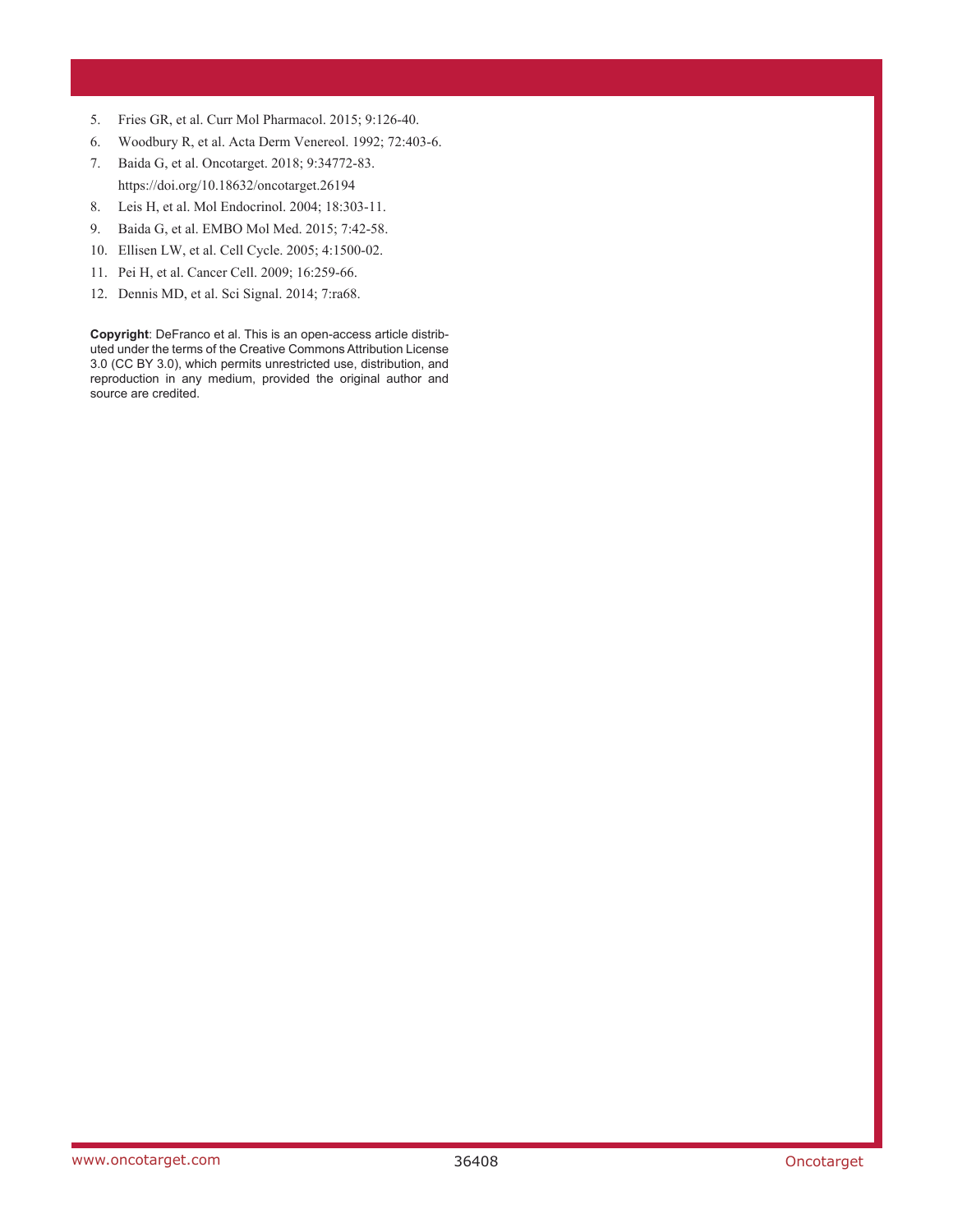5. Fries GR, et al. Curr Mol Pharmacol. 2015; 9:126-40.
6. Woodbury R, et al. Acta Derm Venereol. 1992; 72:403-6.
7. Baida G, et al. Oncotarget. 2018; 9:34772-83. https://doi.org/10.18632/oncotarget.26194
8. Leis H, et al. Mol Endocrinol. 2004; 18:303-11.
9. Baida G, et al. EMBO Mol Med. 2015; 7:42-58.
10. Ellisen LW, et al. Cell Cycle. 2005; 4:1500-02.
11. Pei H, et al. Cancer Cell. 2009; 16:259-66.
12. Dennis MD, et al. Sci Signal. 2014; 7:ra68.

**Copyright**: DeFranco et al. This is an open-access article distributed under the terms of the Creative Commons Attribution License 3.0 (CC BY 3.0), which permits unrestricted use, distribution, and reproduction in any medium, provided the original author and source are credited.